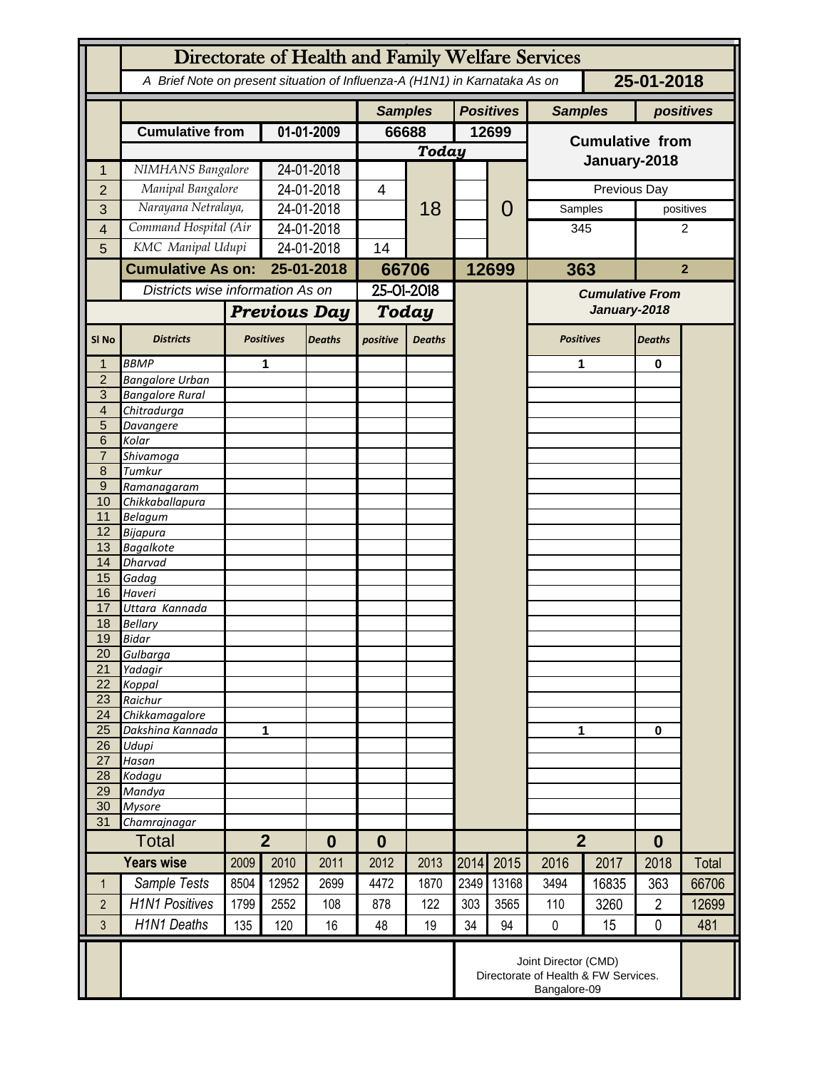# Directorate of Health and Family Welfare Services

*A Brief Note on present situation of Influenza-A (H1N1) in Karnataka As on* **25-01-2018**

| | | | Samples | | Positives | | Samples | positives |
|---|---|---|---|---|---|---|---|---|
| | **Cumulative from** | **01-01-2009** | **66688** | | **12699** | | **Cumulative from January-2018** | |
| | | | ***Today*** | | | | | |
| 1 | NIMHANS Bangalore | 24-01-2018 | | 18 | | 0 | | |
| 2 | Manipal Bangalore | 24-01-2018 | 4 | | | | Previous Day | |
| 3 | Narayana Netralaya, | 24-01-2018 | | | | | Samples | positives |
| 4 | Command Hospital (Air | 24-01-2018 | | | | | 345 | 2 |
| 5 | KMC Manipal Udupi | 24-01-2018 | 14 | | | | | |
| | **Cumulative As on:** | **25-01-2018** | **66706** | | **12699** | | **363** | **2** |

*Districts wise information As on* 25-01-2018

| Sl No | Districts | Previous Day Positives | Previous Day Deaths | Today positive | Today Deaths | Cumulative From January-2018 Positives | Cumulative From January-2018 Deaths |
|---|---|---|---|---|---|---|---|
| 1 | BBMP | 1 | | | | 1 | 0 |
| 2 | Bangalore Urban | | | | | | |
| 3 | Bangalore Rural | | | | | | |
| 4 | Chitradurga | | | | | | |
| 5 | Davangere | | | | | | |
| 6 | Kolar | | | | | | |
| 7 | Shivamoga | | | | | | |
| 8 | Tumkur | | | | | | |
| 9 | Ramanagaram | | | | | | |
| 10 | Chikkaballapura | | | | | | |
| 11 | Belagum | | | | | | |
| 12 | Bijapura | | | | | | |
| 13 | Bagalkote | | | | | | |
| 14 | Dharvad | | | | | | |
| 15 | Gadag | | | | | | |
| 16 | Haveri | | | | | | |
| 17 | Uttara Kannada | | | | | | |
| 18 | Bellary | | | | | | |
| 19 | Bidar | | | | | | |
| 20 | Gulbarga | | | | | | |
| 21 | Yadagir | | | | | | |
| 22 | Koppal | | | | | | |
| 23 | Raichur | | | | | | |
| 24 | Chikkamagalore | | | | | | |
| 25 | Dakshina Kannada | 1 | | | | 1 | 0 |
| 26 | Udupi | | | | | | |
| 27 | Hasan | | | | | | |
| 28 | Kodagu | | | | | | |
| 29 | Mandya | | | | | | |
| 30 | Mysore | | | | | | |
| 31 | Chamrajnagar | | | | | | |
| | **Total** | **2** | **0** | **0** | | **2** | **0** |

| | Years wise | 2009 | 2010 | 2011 | 2012 | 2013 | 2014 | 2015 | 2016 | 2017 | 2018 | Total |
|---|---|---|---|---|---|---|---|---|---|---|---|---|
| 1 | Sample Tests | 8504 | 12952 | 2699 | 4472 | 1870 | 2349 | 13168 | 3494 | 16835 | 363 | 66706 |
| 2 | H1N1 Positives | 1799 | 2552 | 108 | 878 | 122 | 303 | 3565 | 110 | 3260 | 2 | 12699 |
| 3 | H1N1 Deaths | 135 | 120 | 16 | 48 | 19 | 34 | 94 | 0 | 15 | 0 | 481 |

Joint Director (CMD)
Directorate of Health & FW Services.
Bangalore-09